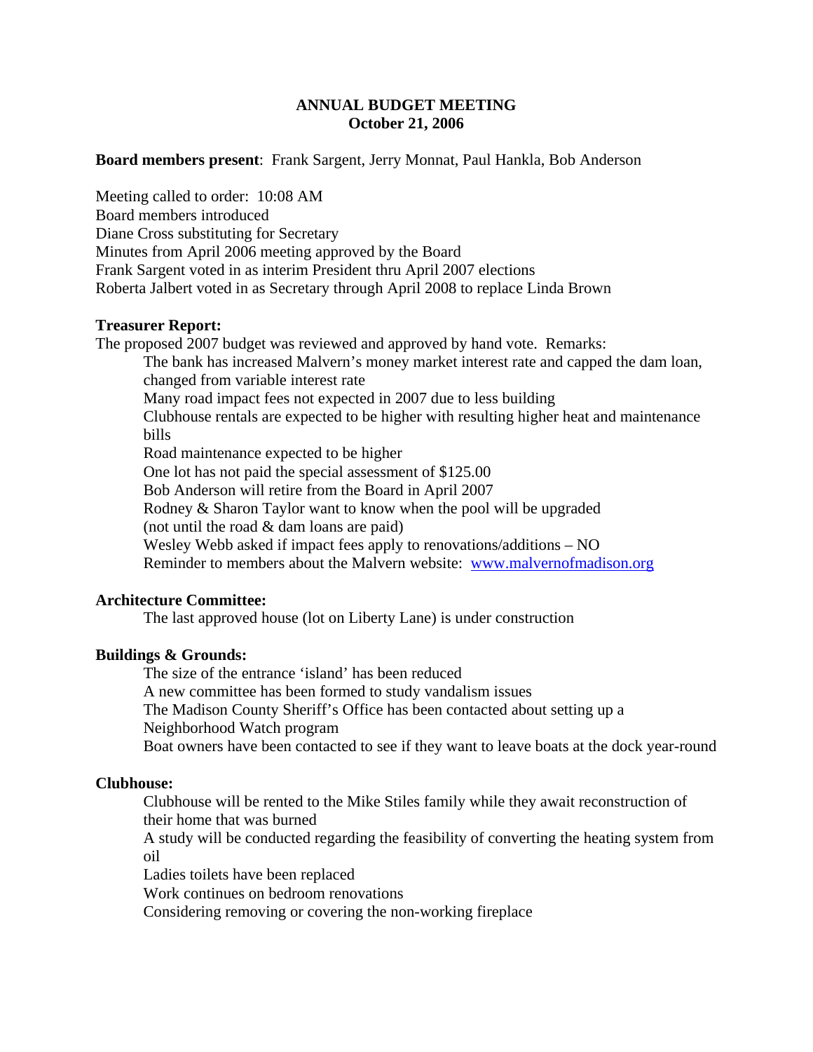# ANNUAL BUDGET MEETING
## October 21, 2006

**Board members present**: Frank Sargent, Jerry Monnat, Paul Hankla, Bob Anderson

Meeting called to order: 10:08 AM
Board members introduced
Diane Cross substituting for Secretary
Minutes from April 2006 meeting approved by the Board
Frank Sargent voted in as interim President thru April 2007 elections
Roberta Jalbert voted in as Secretary through April 2008 to replace Linda Brown

**Treasurer Report:**

The proposed 2007 budget was reviewed and approved by hand vote. Remarks:

- The bank has increased Malvern's money market interest rate and capped the dam loan, changed from variable interest rate
- Many road impact fees not expected in 2007 due to less building
- Clubhouse rentals are expected to be higher with resulting higher heat and maintenance bills
- Road maintenance expected to be higher
- One lot has not paid the special assessment of $125.00
- Bob Anderson will retire from the Board in April 2007
- Rodney & Sharon Taylor want to know when the pool will be upgraded (not until the road & dam loans are paid)
- Wesley Webb asked if impact fees apply to renovations/additions – NO
- Reminder to members about the Malvern website: [www.malvernofmadison.org](http://www.malvernofmadison.org)

**Architecture Committee:**

- The last approved house (lot on Liberty Lane) is under construction

**Buildings & Grounds:**

- The size of the entrance 'island' has been reduced
- A new committee has been formed to study vandalism issues
- The Madison County Sheriff's Office has been contacted about setting up a Neighborhood Watch program
- Boat owners have been contacted to see if they want to leave boats at the dock year-round

**Clubhouse:**

- Clubhouse will be rented to the Mike Stiles family while they await reconstruction of their home that was burned
- A study will be conducted regarding the feasibility of converting the heating system from oil
- Ladies toilets have been replaced
- Work continues on bedroom renovations
- Considering removing or covering the non-working fireplace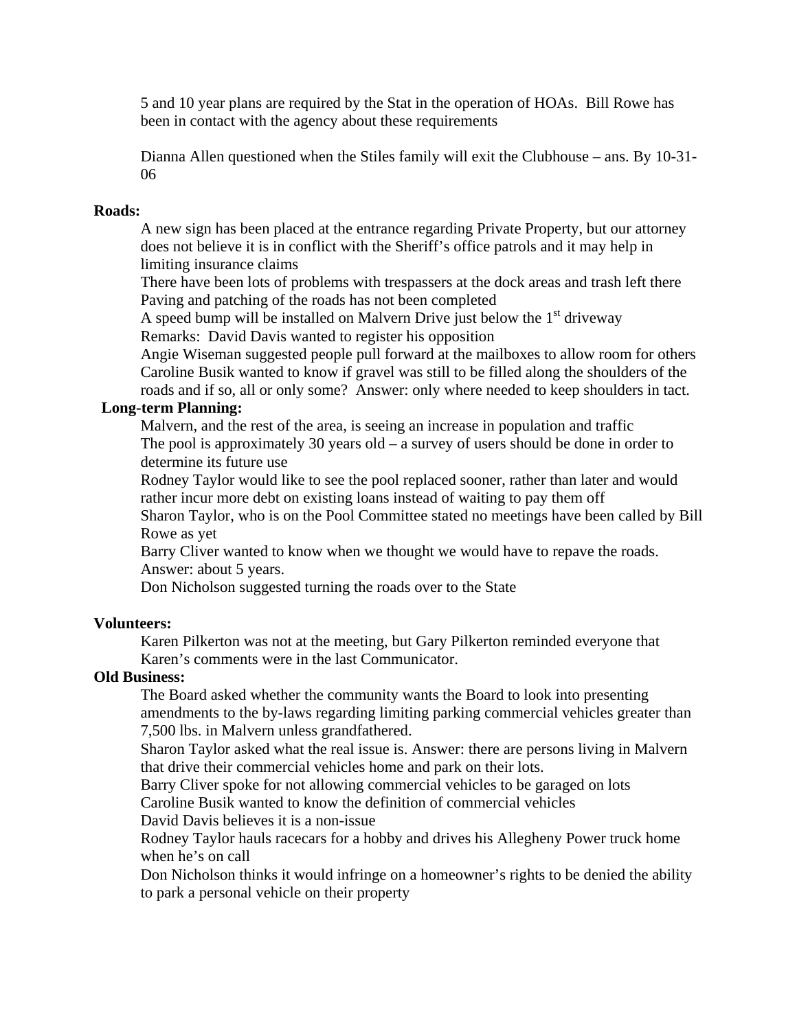5 and 10 year plans are required by the Stat in the operation of HOAs.  Bill Rowe has been in contact with the agency about these requirements

Dianna Allen questioned when the Stiles family will exit the Clubhouse – ans. By 10-31-06

**Roads:**

A new sign has been placed at the entrance regarding Private Property, but our attorney does not believe it is in conflict with the Sheriff's office patrols and it may help in limiting insurance claims

There have been lots of problems with trespassers at the dock areas and trash left there

Paving and patching of the roads has not been completed

A speed bump will be installed on Malvern Drive just below the 1st driveway

Remarks:  David Davis wanted to register his opposition

Angie Wiseman suggested people pull forward at the mailboxes to allow room for others

Caroline Busik wanted to know if gravel was still to be filled along the shoulders of the roads and if so, all or only some?  Answer: only where needed to keep shoulders in tact.

**Long-term Planning:**

Malvern, and the rest of the area, is seeing an increase in population and traffic

The pool is approximately 30 years old – a survey of users should be done in order to determine its future use

Rodney Taylor would like to see the pool replaced sooner, rather than later and would rather incur more debt on existing loans instead of waiting to pay them off

Sharon Taylor, who is on the Pool Committee stated no meetings have been called by Bill Rowe as yet

Barry Cliver wanted to know when we thought we would have to repave the roads. Answer: about 5 years.

Don Nicholson suggested turning the roads over to the State

**Volunteers:**

Karen Pilkerton was not at the meeting, but Gary Pilkerton reminded everyone that Karen's comments were in the last Communicator.

**Old Business:**

The Board asked whether the community wants the Board to look into presenting amendments to the by-laws regarding limiting parking commercial vehicles greater than 7,500 lbs. in Malvern unless grandfathered.

Sharon Taylor asked what the real issue is. Answer: there are persons living in Malvern that drive their commercial vehicles home and park on their lots.

Barry Cliver spoke for not allowing commercial vehicles to be garaged on lots

Caroline Busik wanted to know the definition of commercial vehicles

David Davis believes it is a non-issue

Rodney Taylor hauls racecars for a hobby and drives his Allegheny Power truck home when he's on call

Don Nicholson thinks it would infringe on a homeowner's rights to be denied the ability to park a personal vehicle on their property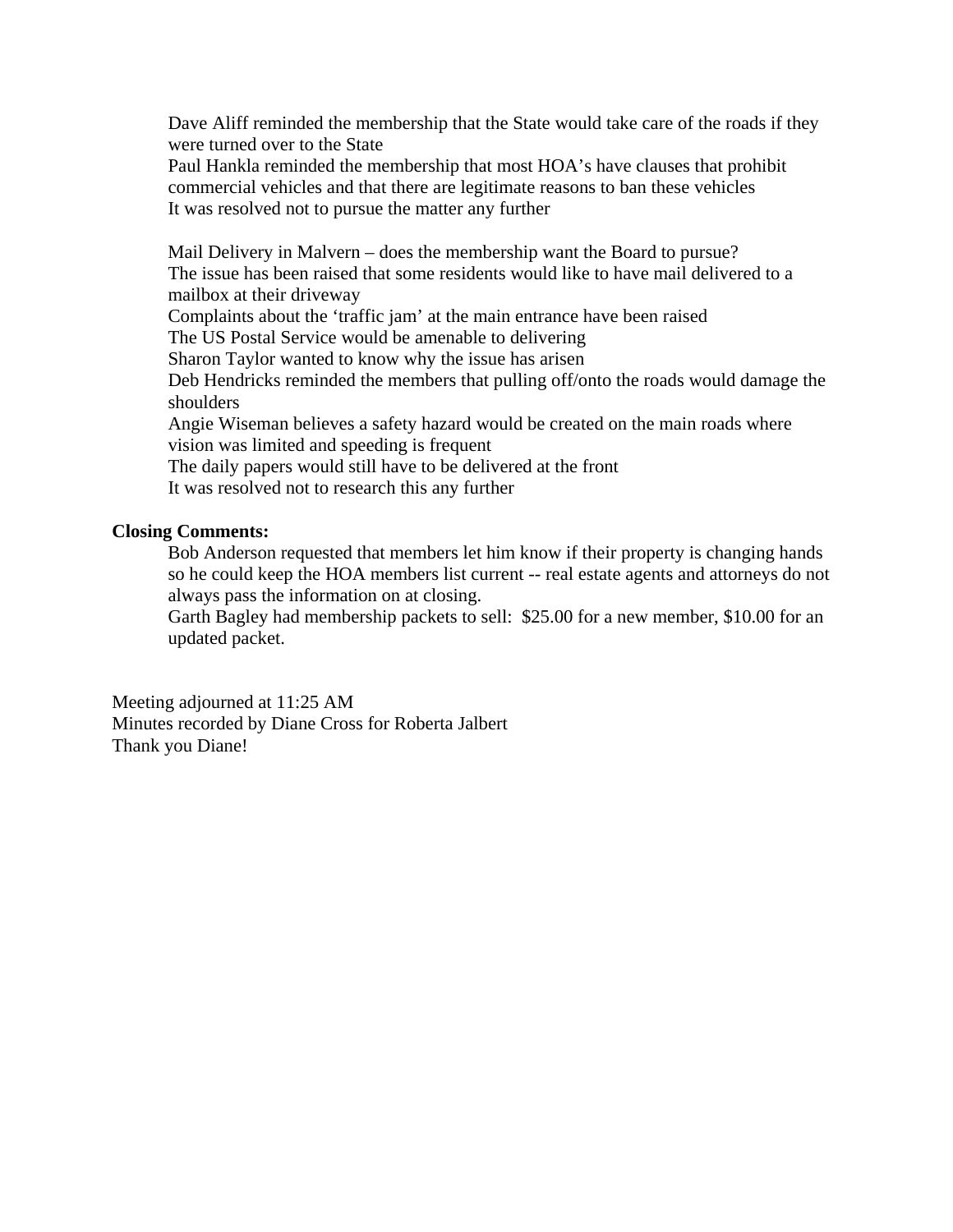Dave Aliff reminded the membership that the State would take care of the roads if they were turned over to the State
Paul Hankla reminded the membership that most HOA's have clauses that prohibit commercial vehicles and that there are legitimate reasons to ban these vehicles
It was resolved not to pursue the matter any further

Mail Delivery in Malvern – does the membership want the Board to pursue?
The issue has been raised that some residents would like to have mail delivered to a mailbox at their driveway
Complaints about the 'traffic jam' at the main entrance have been raised
The US Postal Service would be amenable to delivering
Sharon Taylor wanted to know why the issue has arisen
Deb Hendricks reminded the members that pulling off/onto the roads would damage the shoulders
Angie Wiseman believes a safety hazard would be created on the main roads where vision was limited and speeding is frequent
The daily papers would still have to be delivered at the front
It was resolved not to research this any further

**Closing Comments:**

Bob Anderson requested that members let him know if their property is changing hands so he could keep the HOA members list current -- real estate agents and attorneys do not always pass the information on at closing.
Garth Bagley had membership packets to sell: $25.00 for a new member, $10.00 for an updated packet.

Meeting adjourned at 11:25 AM
Minutes recorded by Diane Cross for Roberta Jalbert
Thank you Diane!